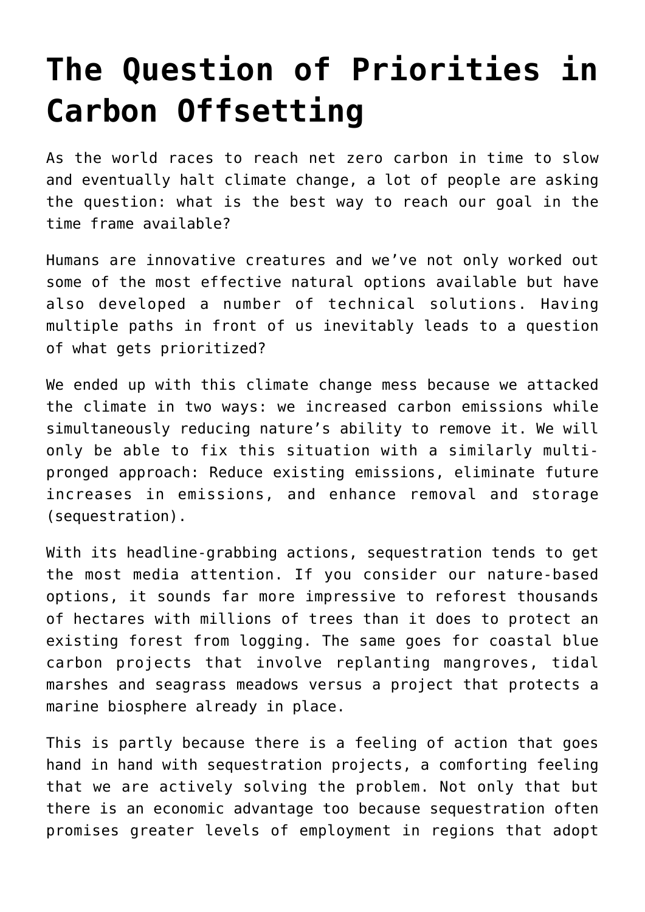# The Question of Priorities in Carbon Offsetting

As the world races to reach net zero carbon in time to slow and eventually halt climate change, a lot of people are asking the question: what is the best way to reach our goal in the time frame available?

Humans are innovative creatures and we've not only worked out some of the most effective natural options available but have also developed a number of technical solutions. Having multiple paths in front of us inevitably leads to a question of what gets prioritized?

We ended up with this climate change mess because we attacked the climate in two ways: we increased carbon emissions while simultaneously reducing nature's ability to remove it. We will only be able to fix this situation with a similarly multi-pronged approach: Reduce existing emissions, eliminate future increases in emissions, and enhance removal and storage (sequestration).

With its headline-grabbing actions, sequestration tends to get the most media attention. If you consider our nature-based options, it sounds far more impressive to reforest thousands of hectares with millions of trees than it does to protect an existing forest from logging. The same goes for coastal blue carbon projects that involve replanting mangroves, tidal marshes and seagrass meadows versus a project that protects a marine biosphere already in place.

This is partly because there is a feeling of action that goes hand in hand with sequestration projects, a comforting feeling that we are actively solving the problem. Not only that but there is an economic advantage too because sequestration often promises greater levels of employment in regions that adopt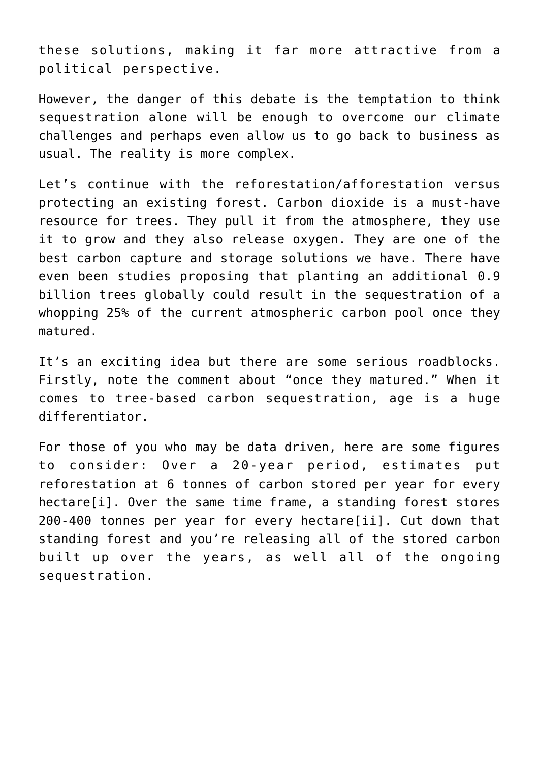these solutions, making it far more attractive from a political perspective.

However, the danger of this debate is the temptation to think sequestration alone will be enough to overcome our climate challenges and perhaps even allow us to go back to business as usual. The reality is more complex.

Let's continue with the reforestation/afforestation versus protecting an existing forest. Carbon dioxide is a must-have resource for trees. They pull it from the atmosphere, they use it to grow and they also release oxygen. They are one of the best carbon capture and storage solutions we have. There have even been studies proposing that planting an additional 0.9 billion trees globally could result in the sequestration of a whopping 25% of the current atmospheric carbon pool once they matured.

It's an exciting idea but there are some serious roadblocks. Firstly, note the comment about "once they matured." When it comes to tree-based carbon sequestration, age is a huge differentiator.

For those of you who may be data driven, here are some figures to consider: Over a 20-year period, estimates put reforestation at 6 tonnes of carbon stored per year for every hectare[i]. Over the same time frame, a standing forest stores 200-400 tonnes per year for every hectare[ii]. Cut down that standing forest and you're releasing all of the stored carbon built up over the years, as well all of the ongoing sequestration.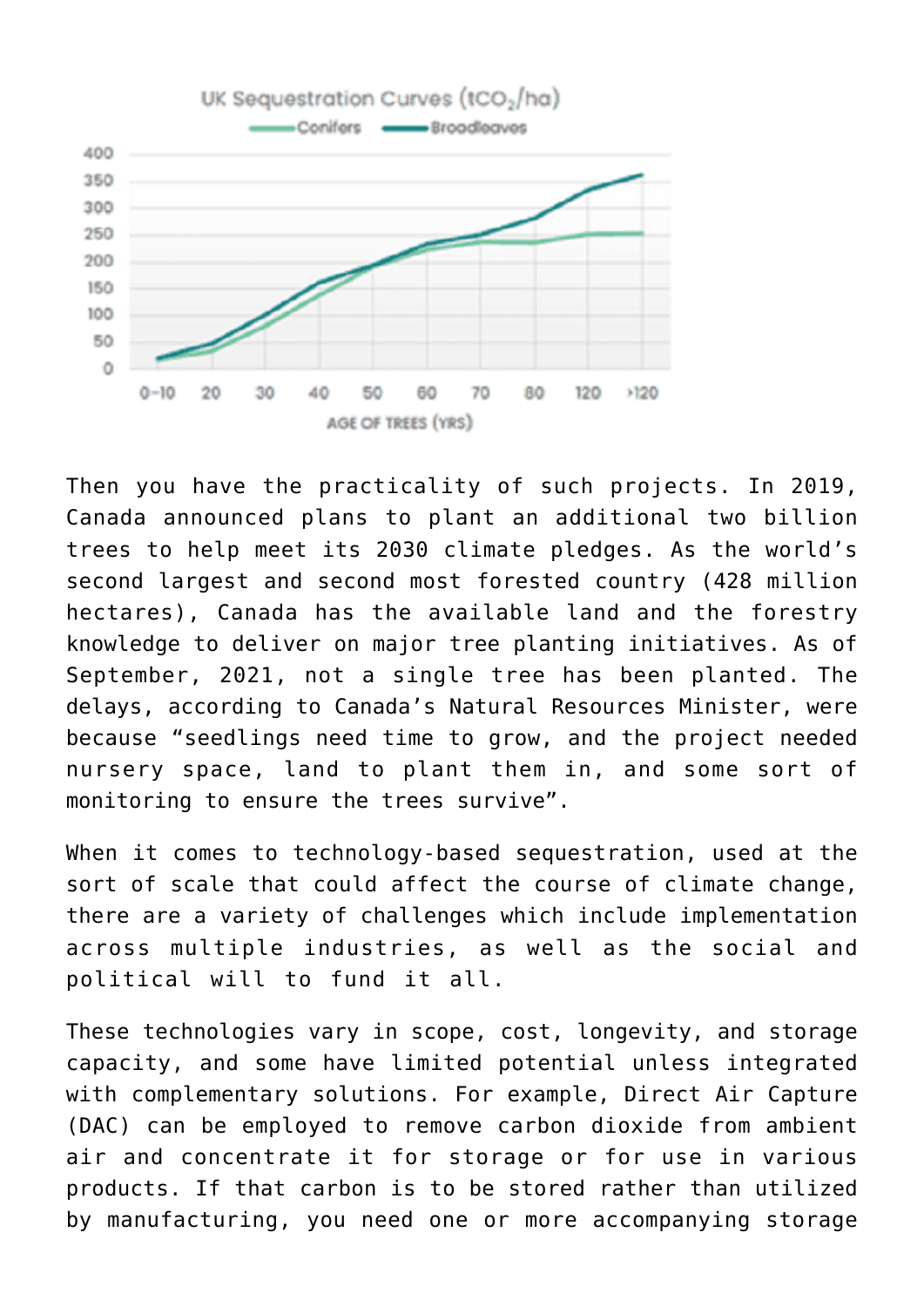Then you have the practicality of such projects. In 2019, Canada announced plans to plant an additional two billion trees to help meet its 2030 climate pledges. As the world's second largest and second most forested country (428 million hectares), Canada has the available land and the forestry knowledge to deliver on major tree planting initiatives. As of September, 2021, not a single tree has been planted. The delays, according to Canada's Natural Resources Minister, were because "seedlings need time to grow, and the project needed nursery space, land to plant them in, and some sort of monitoring to ensure the trees survive".

When it comes to technology-based sequestration, used at the sort of scale that could affect the course of climate change, there are a variety of challenges which include implementation across multiple industries, as well as the social and political will to fund it all.

These technologies vary in scope, cost, longevity, and storage capacity, and some have limited potential unless integrated with complementary solutions. For example, Direct Air Capture (DAC) can be employed to remove carbon dioxide from ambient air and concentrate it for storage or for use in various products. If that carbon is to be stored rather than utilized by manufacturing, you need one or more accompanying storage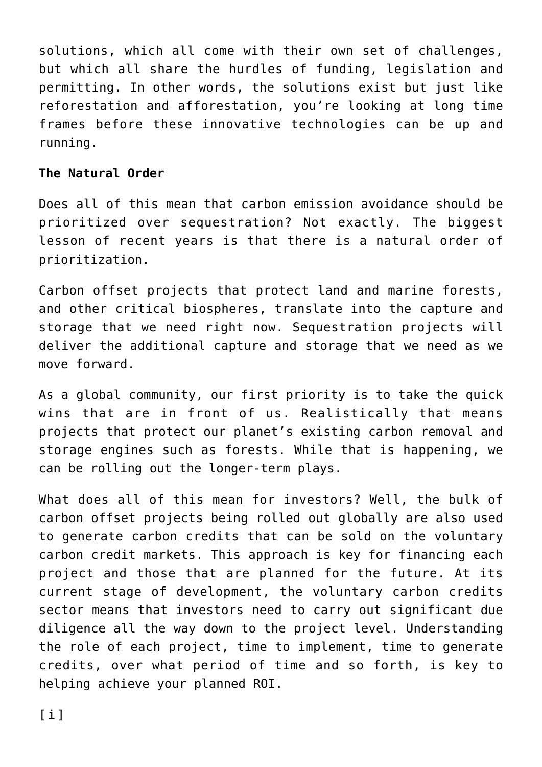solutions, which all come with their own set of challenges, but which all share the hurdles of funding, legislation and permitting. In other words, the solutions exist but just like reforestation and afforestation, you're looking at long time frames before these innovative technologies can be up and running.

**The Natural Order**

Does all of this mean that carbon emission avoidance should be prioritized over sequestration? Not exactly. The biggest lesson of recent years is that there is a natural order of prioritization.

Carbon offset projects that protect land and marine forests, and other critical biospheres, translate into the capture and storage that we need right now. Sequestration projects will deliver the additional capture and storage that we need as we move forward.

As a global community, our first priority is to take the quick wins that are in front of us. Realistically that means projects that protect our planet's existing carbon removal and storage engines such as forests. While that is happening, we can be rolling out the longer-term plays.

What does all of this mean for investors? Well, the bulk of carbon offset projects being rolled out globally are also used to generate carbon credits that can be sold on the voluntary carbon credit markets. This approach is key for financing each project and those that are planned for the future. At its current stage of development, the voluntary carbon credits sector means that investors need to carry out significant due diligence all the way down to the project level. Understanding the role of each project, time to implement, time to generate credits, over what period of time and so forth, is key to helping achieve your planned ROI.

[i]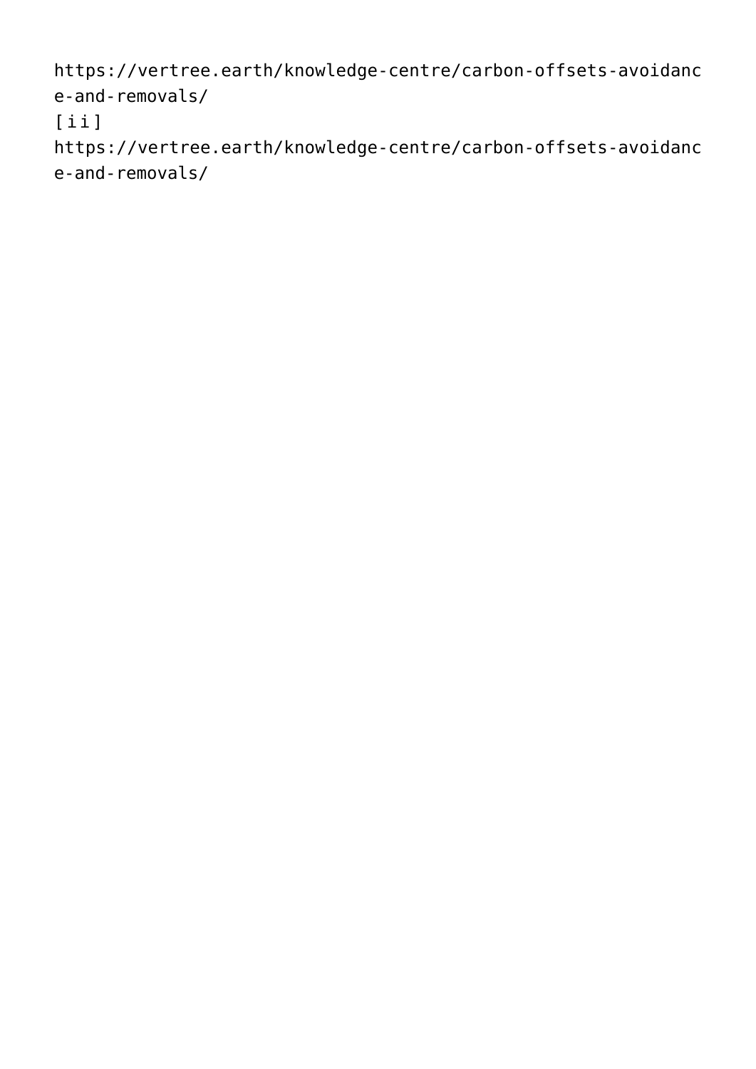https://vertree.earth/knowledge-centre/carbon-offsets-avoidance-and-removals/

[ii] https://vertree.earth/knowledge-centre/carbon-offsets-avoidance-and-removals/